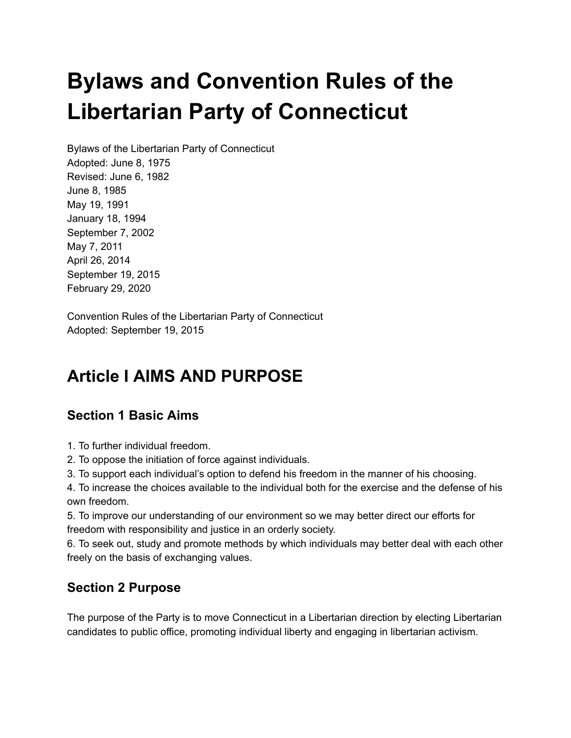# Bylaws and Convention Rules of the Libertarian Party of Connecticut

Bylaws of the Libertarian Party of Connecticut
Adopted: June 8, 1975
Revised: June 6, 1982
June 8, 1985
May 19, 1991
January 18, 1994
September 7, 2002
May 7, 2011
April 26, 2014
September 19, 2015
February 29, 2020

Convention Rules of the Libertarian Party of Connecticut
Adopted: September 19, 2015

## Article I AIMS AND PURPOSE

### Section 1 Basic Aims

1. To further individual freedom.
2. To oppose the initiation of force against individuals.
3. To support each individual's option to defend his freedom in the manner of his choosing.
4. To increase the choices available to the individual both for the exercise and the defense of his own freedom.
5. To improve our understanding of our environment so we may better direct our efforts for freedom with responsibility and justice in an orderly society.
6. To seek out, study and promote methods by which individuals may better deal with each other freely on the basis of exchanging values.

### Section 2 Purpose

The purpose of the Party is to move Connecticut in a Libertarian direction by electing Libertarian candidates to public office, promoting individual liberty and engaging in libertarian activism.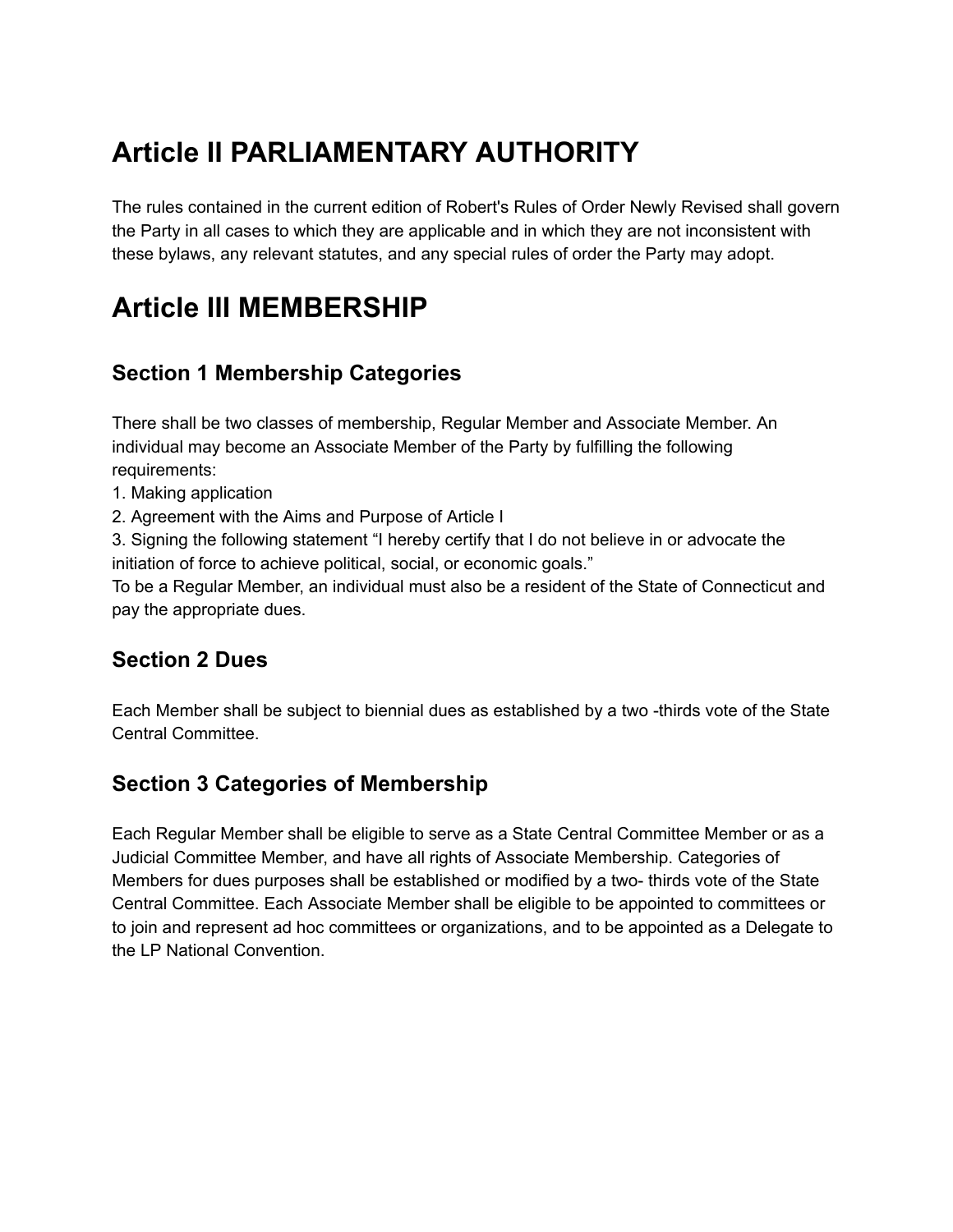# Article II PARLIAMENTARY AUTHORITY

The rules contained in the current edition of Robert's Rules of Order Newly Revised shall govern the Party in all cases to which they are applicable and in which they are not inconsistent with these bylaws, any relevant statutes, and any special rules of order the Party may adopt.

# Article III MEMBERSHIP

## Section 1 Membership Categories

There shall be two classes of membership, Regular Member and Associate Member. An individual may become an Associate Member of the Party by fulfilling the following requirements:

1. Making application
2. Agreement with the Aims and Purpose of Article I
3. Signing the following statement “I hereby certify that I do not believe in or advocate the initiation of force to achieve political, social, or economic goals.”

To be a Regular Member, an individual must also be a resident of the State of Connecticut and pay the appropriate dues.

## Section 2 Dues

Each Member shall be subject to biennial dues as established by a two -thirds vote of the State Central Committee.

## Section 3 Categories of Membership

Each Regular Member shall be eligible to serve as a State Central Committee Member or as a Judicial Committee Member, and have all rights of Associate Membership. Categories of Members for dues purposes shall be established or modified by a two- thirds vote of the State Central Committee. Each Associate Member shall be eligible to be appointed to committees or to join and represent ad hoc committees or organizations, and to be appointed as a Delegate to the LP National Convention.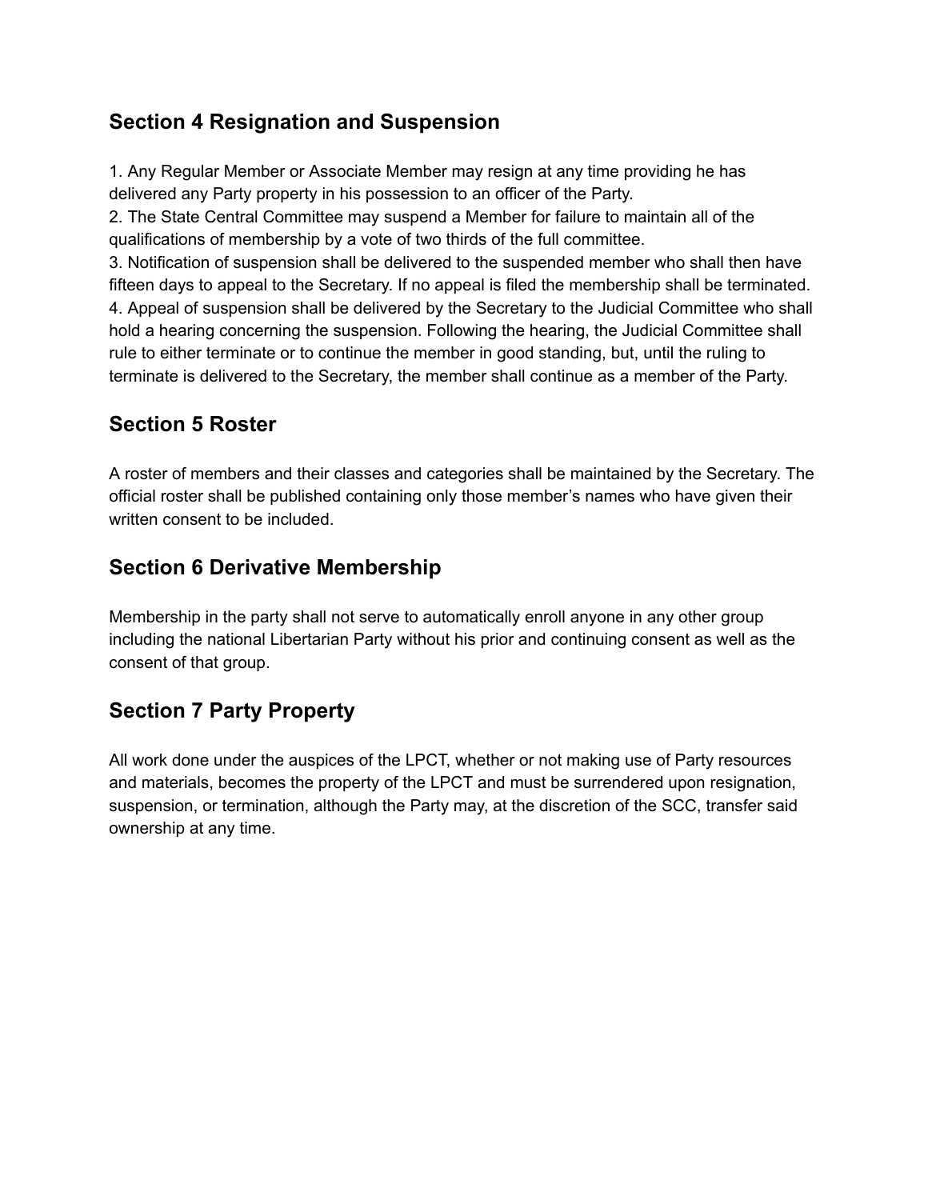## Section 4 Resignation and Suspension

1. Any Regular Member or Associate Member may resign at any time providing he has delivered any Party property in his possession to an officer of the Party.
2. The State Central Committee may suspend a Member for failure to maintain all of the qualifications of membership by a vote of two thirds of the full committee.
3. Notification of suspension shall be delivered to the suspended member who shall then have fifteen days to appeal to the Secretary. If no appeal is filed the membership shall be terminated.
4. Appeal of suspension shall be delivered by the Secretary to the Judicial Committee who shall hold a hearing concerning the suspension. Following the hearing, the Judicial Committee shall rule to either terminate or to continue the member in good standing, but, until the ruling to terminate is delivered to the Secretary, the member shall continue as a member of the Party.

## Section 5 Roster

A roster of members and their classes and categories shall be maintained by the Secretary. The official roster shall be published containing only those member's names who have given their written consent to be included.

## Section 6 Derivative Membership

Membership in the party shall not serve to automatically enroll anyone in any other group including the national Libertarian Party without his prior and continuing consent as well as the consent of that group.

## Section 7 Party Property

All work done under the auspices of the LPCT, whether or not making use of Party resources and materials, becomes the property of the LPCT and must be surrendered upon resignation, suspension, or termination, although the Party may, at the discretion of the SCC, transfer said ownership at any time.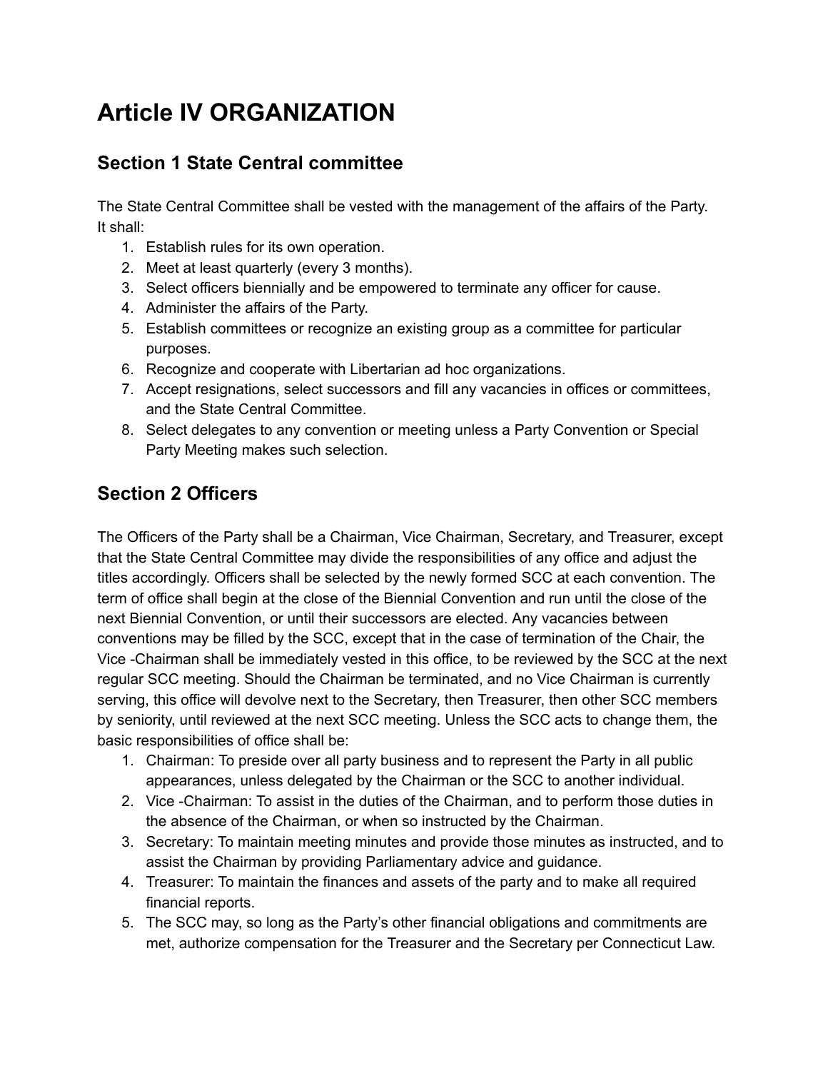# Article IV ORGANIZATION

## Section 1 State Central committee

The State Central Committee shall be vested with the management of the affairs of the Party. It shall:

1. Establish rules for its own operation.
2. Meet at least quarterly (every 3 months).
3. Select officers biennially and be empowered to terminate any officer for cause.
4. Administer the affairs of the Party.
5. Establish committees or recognize an existing group as a committee for particular purposes.
6. Recognize and cooperate with Libertarian ad hoc organizations.
7. Accept resignations, select successors and fill any vacancies in offices or committees, and the State Central Committee.
8. Select delegates to any convention or meeting unless a Party Convention or Special Party Meeting makes such selection.

## Section 2 Officers

The Officers of the Party shall be a Chairman, Vice Chairman, Secretary, and Treasurer, except that the State Central Committee may divide the responsibilities of any office and adjust the titles accordingly. Officers shall be selected by the newly formed SCC at each convention. The term of office shall begin at the close of the Biennial Convention and run until the close of the next Biennial Convention, or until their successors are elected. Any vacancies between conventions may be filled by the SCC, except that in the case of termination of the Chair, the Vice -Chairman shall be immediately vested in this office, to be reviewed by the SCC at the next regular SCC meeting. Should the Chairman be terminated, and no Vice Chairman is currently serving, this office will devolve next to the Secretary, then Treasurer, then other SCC members by seniority, until reviewed at the next SCC meeting. Unless the SCC acts to change them, the basic responsibilities of office shall be:

1. Chairman: To preside over all party business and to represent the Party in all public appearances, unless delegated by the Chairman or the SCC to another individual.
2. Vice -Chairman: To assist in the duties of the Chairman, and to perform those duties in the absence of the Chairman, or when so instructed by the Chairman.
3. Secretary: To maintain meeting minutes and provide those minutes as instructed, and to assist the Chairman by providing Parliamentary advice and guidance.
4. Treasurer: To maintain the finances and assets of the party and to make all required financial reports.
5. The SCC may, so long as the Party's other financial obligations and commitments are met, authorize compensation for the Treasurer and the Secretary per Connecticut Law.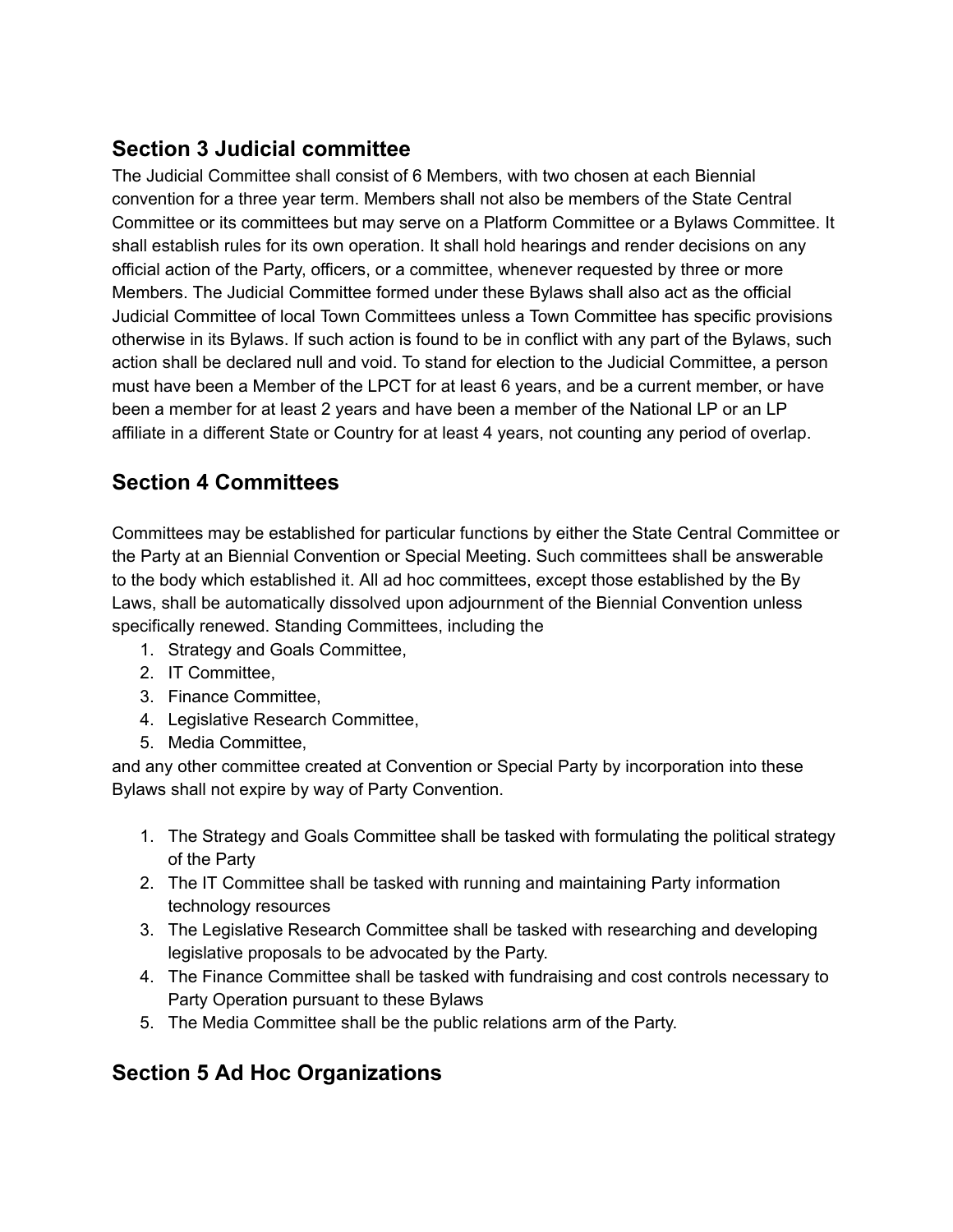## Section 3 Judicial committee

The Judicial Committee shall consist of 6 Members, with two chosen at each Biennial convention for a three year term. Members shall not also be members of the State Central Committee or its committees but may serve on a Platform Committee or a Bylaws Committee. It shall establish rules for its own operation. It shall hold hearings and render decisions on any official action of the Party, officers, or a committee, whenever requested by three or more Members. The Judicial Committee formed under these Bylaws shall also act as the official Judicial Committee of local Town Committees unless a Town Committee has specific provisions otherwise in its Bylaws. If such action is found to be in conflict with any part of the Bylaws, such action shall be declared null and void. To stand for election to the Judicial Committee, a person must have been a Member of the LPCT for at least 6 years, and be a current member, or have been a member for at least 2 years and have been a member of the National LP or an LP affiliate in a different State or Country for at least 4 years, not counting any period of overlap.

## Section 4 Committees

Committees may be established for particular functions by either the State Central Committee or the Party at an Biennial Convention or Special Meeting. Such committees shall be answerable to the body which established it. All ad hoc committees, except those established by the By Laws, shall be automatically dissolved upon adjournment of the Biennial Convention unless specifically renewed. Standing Committees, including the

1. Strategy and Goals Committee,
2. IT Committee,
3. Finance Committee,
4. Legislative Research Committee,
5. Media Committee,

and any other committee created at Convention or Special Party by incorporation into these Bylaws shall not expire by way of Party Convention.

1. The Strategy and Goals Committee shall be tasked with formulating the political strategy of the Party
2. The IT Committee shall be tasked with running and maintaining Party information technology resources
3. The Legislative Research Committee shall be tasked with researching and developing legislative proposals to be advocated by the Party.
4. The Finance Committee shall be tasked with fundraising and cost controls necessary to Party Operation pursuant to these Bylaws
5. The Media Committee shall be the public relations arm of the Party.

## Section 5 Ad Hoc Organizations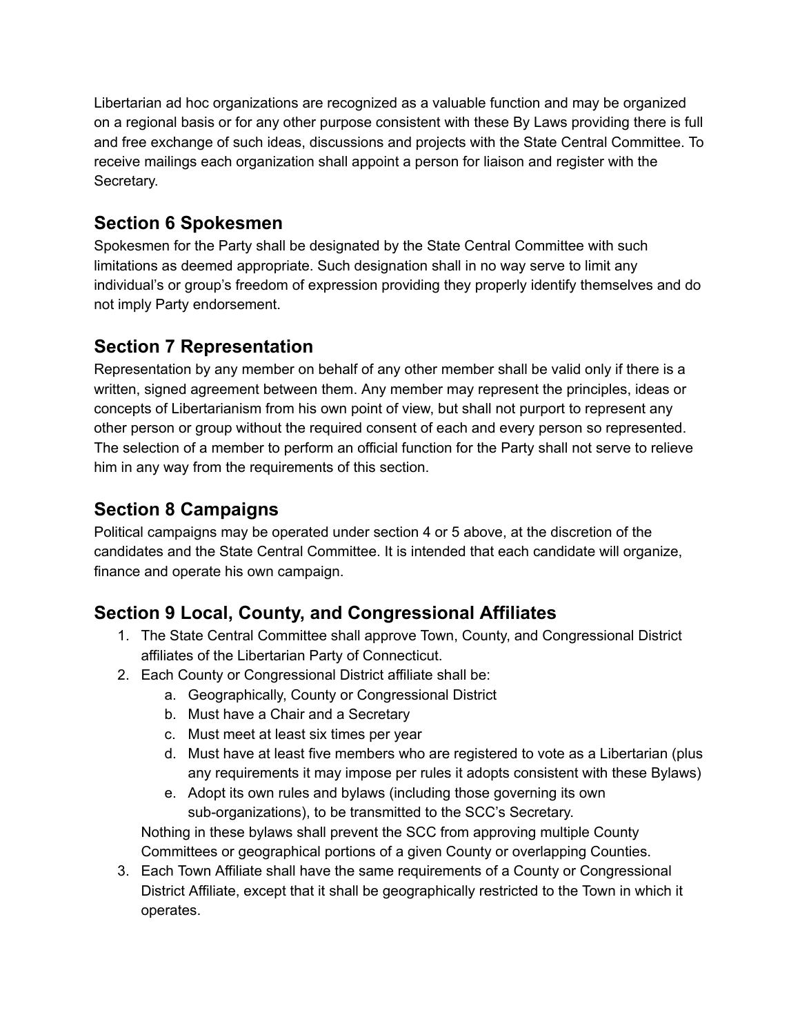Libertarian ad hoc organizations are recognized as a valuable function and may be organized on a regional basis or for any other purpose consistent with these By Laws providing there is full and free exchange of such ideas, discussions and projects with the State Central Committee. To receive mailings each organization shall appoint a person for liaison and register with the Secretary.

## Section 6 Spokesmen

Spokesmen for the Party shall be designated by the State Central Committee with such limitations as deemed appropriate. Such designation shall in no way serve to limit any individual's or group's freedom of expression providing they properly identify themselves and do not imply Party endorsement.

## Section 7 Representation

Representation by any member on behalf of any other member shall be valid only if there is a written, signed agreement between them. Any member may represent the principles, ideas or concepts of Libertarianism from his own point of view, but shall not purport to represent any other person or group without the required consent of each and every person so represented. The selection of a member to perform an official function for the Party shall not serve to relieve him in any way from the requirements of this section.

## Section 8 Campaigns

Political campaigns may be operated under section 4 or 5 above, at the discretion of the candidates and the State Central Committee. It is intended that each candidate will organize, finance and operate his own campaign.

## Section 9 Local, County, and Congressional Affiliates

1. The State Central Committee shall approve Town, County, and Congressional District affiliates of the Libertarian Party of Connecticut.
2. Each County or Congressional District affiliate shall be:
    a. Geographically, County or Congressional District
    b. Must have a Chair and a Secretary
    c. Must meet at least six times per year
    d. Must have at least five members who are registered to vote as a Libertarian (plus any requirements it may impose per rules it adopts consistent with these Bylaws)
    e. Adopt its own rules and bylaws (including those governing its own sub-organizations), to be transmitted to the SCC's Secretary.

    Nothing in these bylaws shall prevent the SCC from approving multiple County Committees or geographical portions of a given County or overlapping Counties.
3. Each Town Affiliate shall have the same requirements of a County or Congressional District Affiliate, except that it shall be geographically restricted to the Town in which it operates.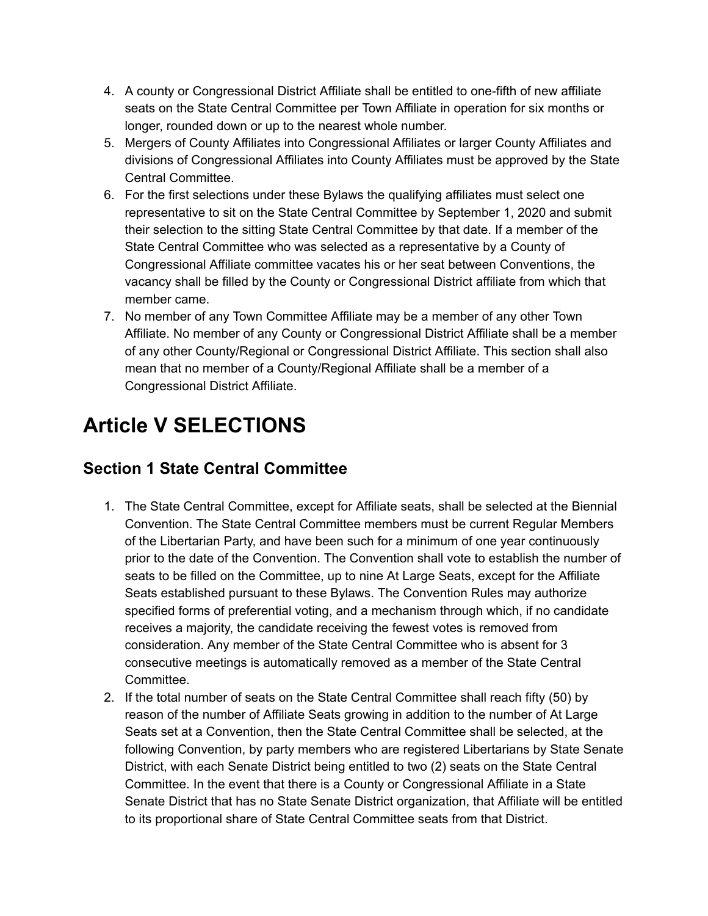4. A county or Congressional District Affiliate shall be entitled to one-fifth of new affiliate seats on the State Central Committee per Town Affiliate in operation for six months or longer, rounded down or up to the nearest whole number.
5. Mergers of County Affiliates into Congressional Affiliates or larger County Affiliates and divisions of Congressional Affiliates into County Affiliates must be approved by the State Central Committee.
6. For the first selections under these Bylaws the qualifying affiliates must select one representative to sit on the State Central Committee by September 1, 2020 and submit their selection to the sitting State Central Committee by that date. If a member of the State Central Committee who was selected as a representative by a County of Congressional Affiliate committee vacates his or her seat between Conventions, the vacancy shall be filled by the County or Congressional District affiliate from which that member came.
7. No member of any Town Committee Affiliate may be a member of any other Town Affiliate. No member of any County or Congressional District Affiliate shall be a member of any other County/Regional or Congressional District Affiliate. This section shall also mean that no member of a County/Regional Affiliate shall be a member of a Congressional District Affiliate.

# Article V SELECTIONS

## Section 1 State Central Committee

1. The State Central Committee, except for Affiliate seats, shall be selected at the Biennial Convention. The State Central Committee members must be current Regular Members of the Libertarian Party, and have been such for a minimum of one year continuously prior to the date of the Convention. The Convention shall vote to establish the number of seats to be filled on the Committee, up to nine At Large Seats, except for the Affiliate Seats established pursuant to these Bylaws. The Convention Rules may authorize specified forms of preferential voting, and a mechanism through which, if no candidate receives a majority, the candidate receiving the fewest votes is removed from consideration. Any member of the State Central Committee who is absent for 3 consecutive meetings is automatically removed as a member of the State Central Committee.
2. If the total number of seats on the State Central Committee shall reach fifty (50) by reason of the number of Affiliate Seats growing in addition to the number of At Large Seats set at a Convention, then the State Central Committee shall be selected, at the following Convention, by party members who are registered Libertarians by State Senate District, with each Senate District being entitled to two (2) seats on the State Central Committee. In the event that there is a County or Congressional Affiliate in a State Senate District that has no State Senate District organization, that Affiliate will be entitled to its proportional share of State Central Committee seats from that District.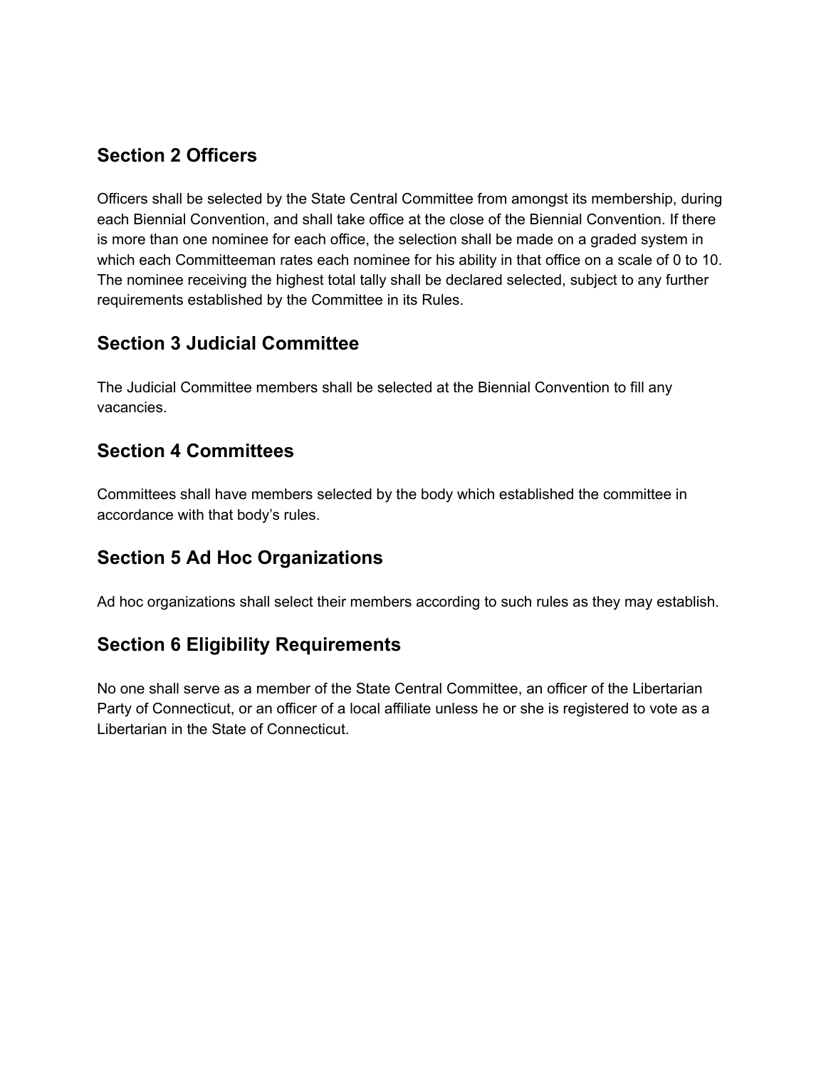## Section 2 Officers

Officers shall be selected by the State Central Committee from amongst its membership, during each Biennial Convention, and shall take office at the close of the Biennial Convention. If there is more than one nominee for each office, the selection shall be made on a graded system in which each Committeeman rates each nominee for his ability in that office on a scale of 0 to 10. The nominee receiving the highest total tally shall be declared selected, subject to any further requirements established by the Committee in its Rules.

## Section 3 Judicial Committee

The Judicial Committee members shall be selected at the Biennial Convention to fill any vacancies.

## Section 4 Committees

Committees shall have members selected by the body which established the committee in accordance with that body's rules.

## Section 5 Ad Hoc Organizations

Ad hoc organizations shall select their members according to such rules as they may establish.

## Section 6 Eligibility Requirements

No one shall serve as a member of the State Central Committee, an officer of the Libertarian Party of Connecticut, or an officer of a local affiliate unless he or she is registered to vote as a Libertarian in the State of Connecticut.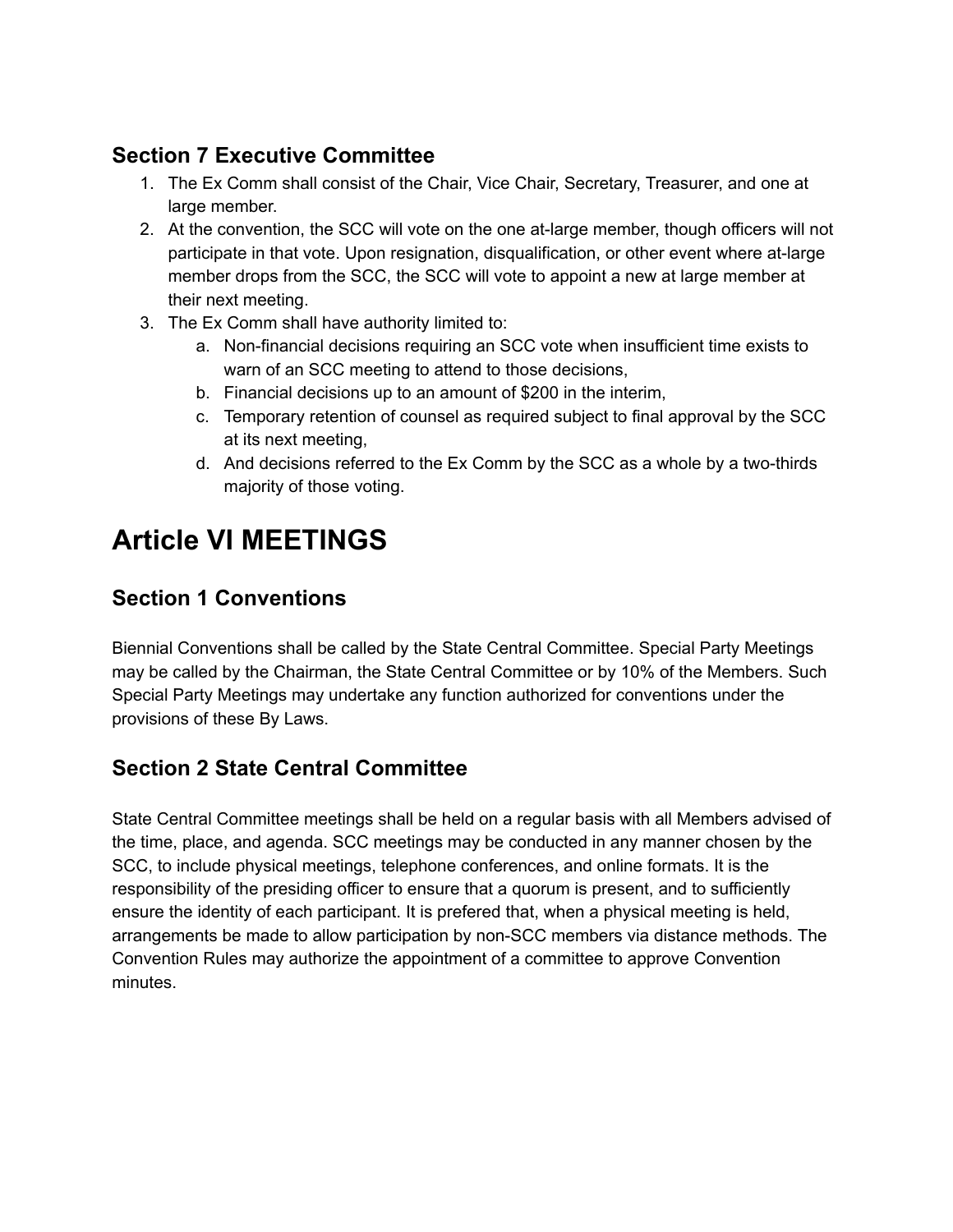### Section 7 Executive Committee

1. The Ex Comm shall consist of the Chair, Vice Chair, Secretary, Treasurer, and one at large member.
2. At the convention, the SCC will vote on the one at-large member, though officers will not participate in that vote. Upon resignation, disqualification, or other event where at-large member drops from the SCC, the SCC will vote to appoint a new at large member at their next meeting.
3. The Ex Comm shall have authority limited to:
   a. Non-financial decisions requiring an SCC vote when insufficient time exists to warn of an SCC meeting to attend to those decisions,
   b. Financial decisions up to an amount of $200 in the interim,
   c. Temporary retention of counsel as required subject to final approval by the SCC at its next meeting,
   d. And decisions referred to the Ex Comm by the SCC as a whole by a two-thirds majority of those voting.

# Article VI MEETINGS

## Section 1 Conventions

Biennial Conventions shall be called by the State Central Committee. Special Party Meetings may be called by the Chairman, the State Central Committee or by 10% of the Members. Such Special Party Meetings may undertake any function authorized for conventions under the provisions of these By Laws.

## Section 2 State Central Committee

State Central Committee meetings shall be held on a regular basis with all Members advised of the time, place, and agenda. SCC meetings may be conducted in any manner chosen by the SCC, to include physical meetings, telephone conferences, and online formats. It is the responsibility of the presiding officer to ensure that a quorum is present, and to sufficiently ensure the identity of each participant. It is prefered that, when a physical meeting is held, arrangements be made to allow participation by non-SCC members via distance methods. The Convention Rules may authorize the appointment of a committee to approve Convention minutes.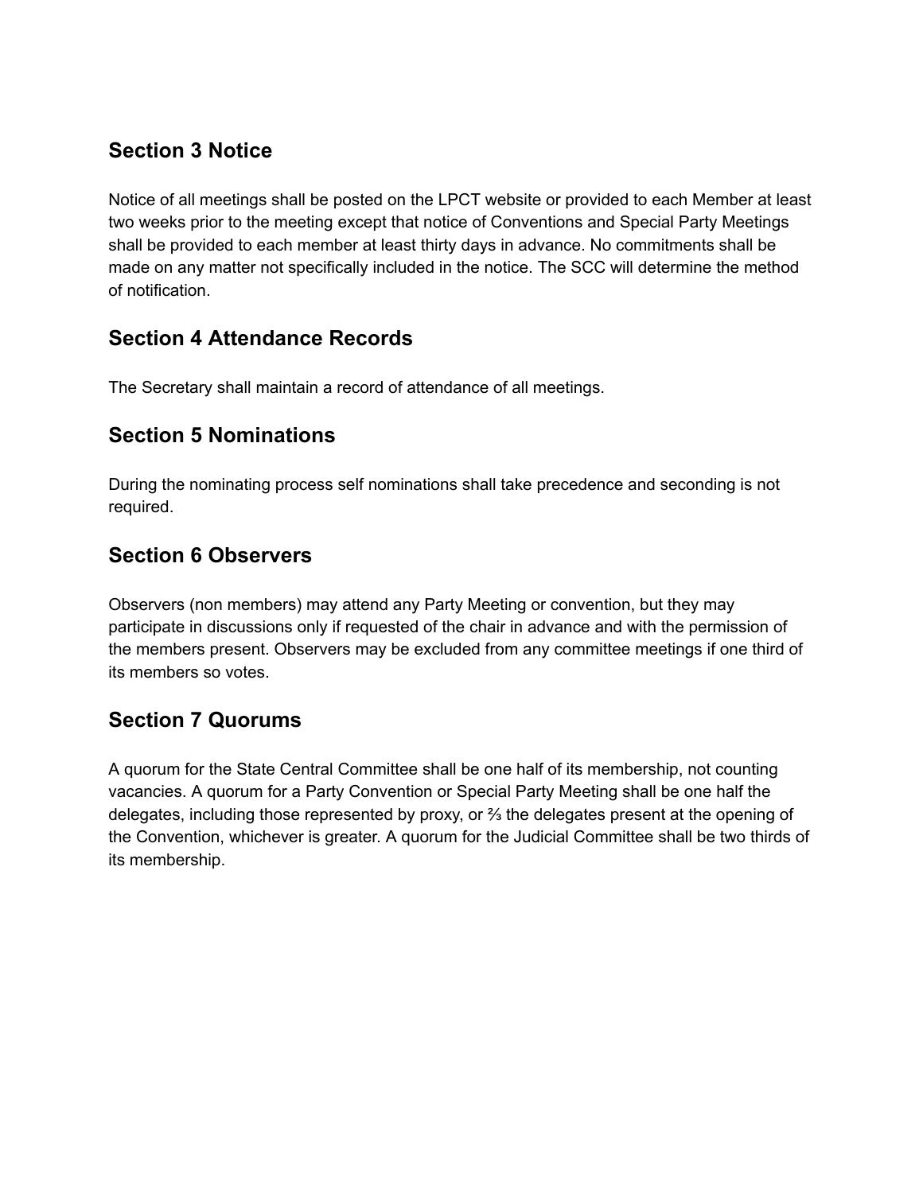## Section 3 Notice

Notice of all meetings shall be posted on the LPCT website or provided to each Member at least two weeks prior to the meeting except that notice of Conventions and Special Party Meetings shall be provided to each member at least thirty days in advance. No commitments shall be made on any matter not specifically included in the notice. The SCC will determine the method of notification.

## Section 4 Attendance Records

The Secretary shall maintain a record of attendance of all meetings.

## Section 5 Nominations

During the nominating process self nominations shall take precedence and seconding is not required.

## Section 6 Observers

Observers (non members) may attend any Party Meeting or convention, but they may participate in discussions only if requested of the chair in advance and with the permission of the members present. Observers may be excluded from any committee meetings if one third of its members so votes.

## Section 7 Quorums

A quorum for the State Central Committee shall be one half of its membership, not counting vacancies. A quorum for a Party Convention or Special Party Meeting shall be one half the delegates, including those represented by proxy, or ⅔ the delegates present at the opening of the Convention, whichever is greater. A quorum for the Judicial Committee shall be two thirds of its membership.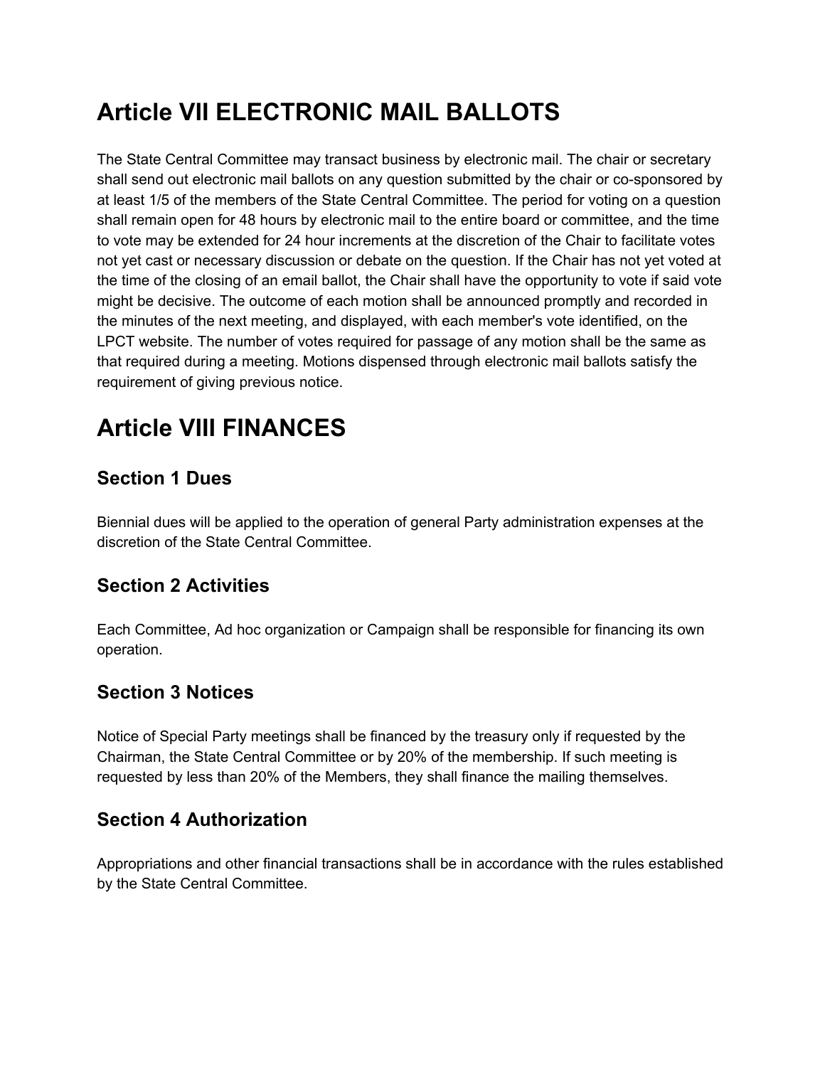# Article VII ELECTRONIC MAIL BALLOTS

The State Central Committee may transact business by electronic mail. The chair or secretary shall send out electronic mail ballots on any question submitted by the chair or co-sponsored by at least 1/5 of the members of the State Central Committee. The period for voting on a question shall remain open for 48 hours by electronic mail to the entire board or committee, and the time to vote may be extended for 24 hour increments at the discretion of the Chair to facilitate votes not yet cast or necessary discussion or debate on the question. If the Chair has not yet voted at the time of the closing of an email ballot, the Chair shall have the opportunity to vote if said vote might be decisive. The outcome of each motion shall be announced promptly and recorded in the minutes of the next meeting, and displayed, with each member's vote identified, on the LPCT website. The number of votes required for passage of any motion shall be the same as that required during a meeting. Motions dispensed through electronic mail ballots satisfy the requirement of giving previous notice.

# Article VIII FINANCES

## Section 1 Dues

Biennial dues will be applied to the operation of general Party administration expenses at the discretion of the State Central Committee.

## Section 2 Activities

Each Committee, Ad hoc organization or Campaign shall be responsible for financing its own operation.

## Section 3 Notices

Notice of Special Party meetings shall be financed by the treasury only if requested by the Chairman, the State Central Committee or by 20% of the membership. If such meeting is requested by less than 20% of the Members, they shall finance the mailing themselves.

## Section 4 Authorization

Appropriations and other financial transactions shall be in accordance with the rules established by the State Central Committee.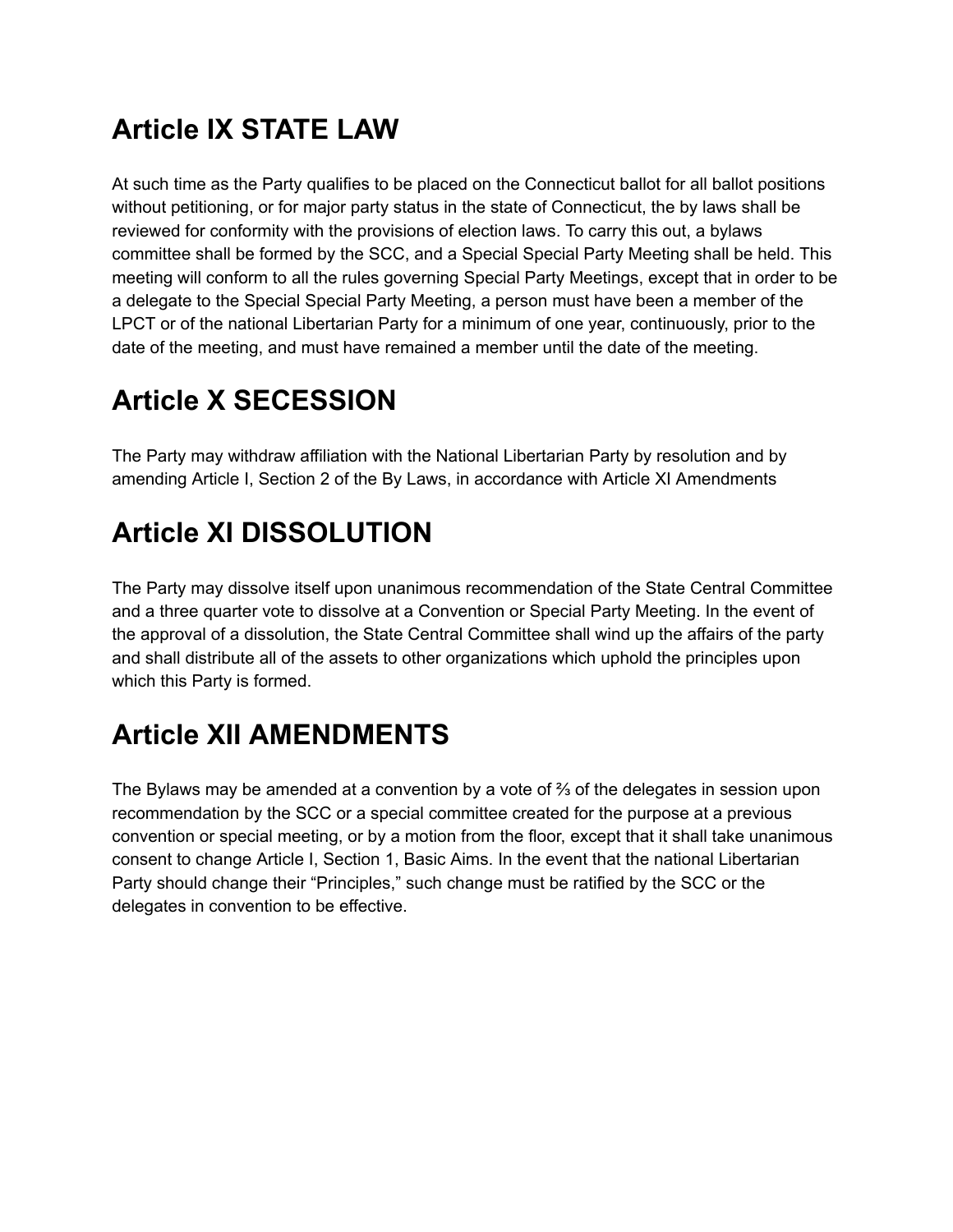## Article IX STATE LAW

At such time as the Party qualifies to be placed on the Connecticut ballot for all ballot positions without petitioning, or for major party status in the state of Connecticut, the by laws shall be reviewed for conformity with the provisions of election laws. To carry this out, a bylaws committee shall be formed by the SCC, and a Special Special Party Meeting shall be held. This meeting will conform to all the rules governing Special Party Meetings, except that in order to be a delegate to the Special Special Party Meeting, a person must have been a member of the LPCT or of the national Libertarian Party for a minimum of one year, continuously, prior to the date of the meeting, and must have remained a member until the date of the meeting.

## Article X SECESSION

The Party may withdraw affiliation with the National Libertarian Party by resolution and by amending Article I, Section 2 of the By Laws, in accordance with Article XI Amendments

## Article XI DISSOLUTION

The Party may dissolve itself upon unanimous recommendation of the State Central Committee and a three quarter vote to dissolve at a Convention or Special Party Meeting. In the event of the approval of a dissolution, the State Central Committee shall wind up the affairs of the party and shall distribute all of the assets to other organizations which uphold the principles upon which this Party is formed.

## Article XII AMENDMENTS

The Bylaws may be amended at a convention by a vote of ⅔ of the delegates in session upon recommendation by the SCC or a special committee created for the purpose at a previous convention or special meeting, or by a motion from the floor, except that it shall take unanimous consent to change Article I, Section 1, Basic Aims. In the event that the national Libertarian Party should change their “Principles,” such change must be ratified by the SCC or the delegates in convention to be effective.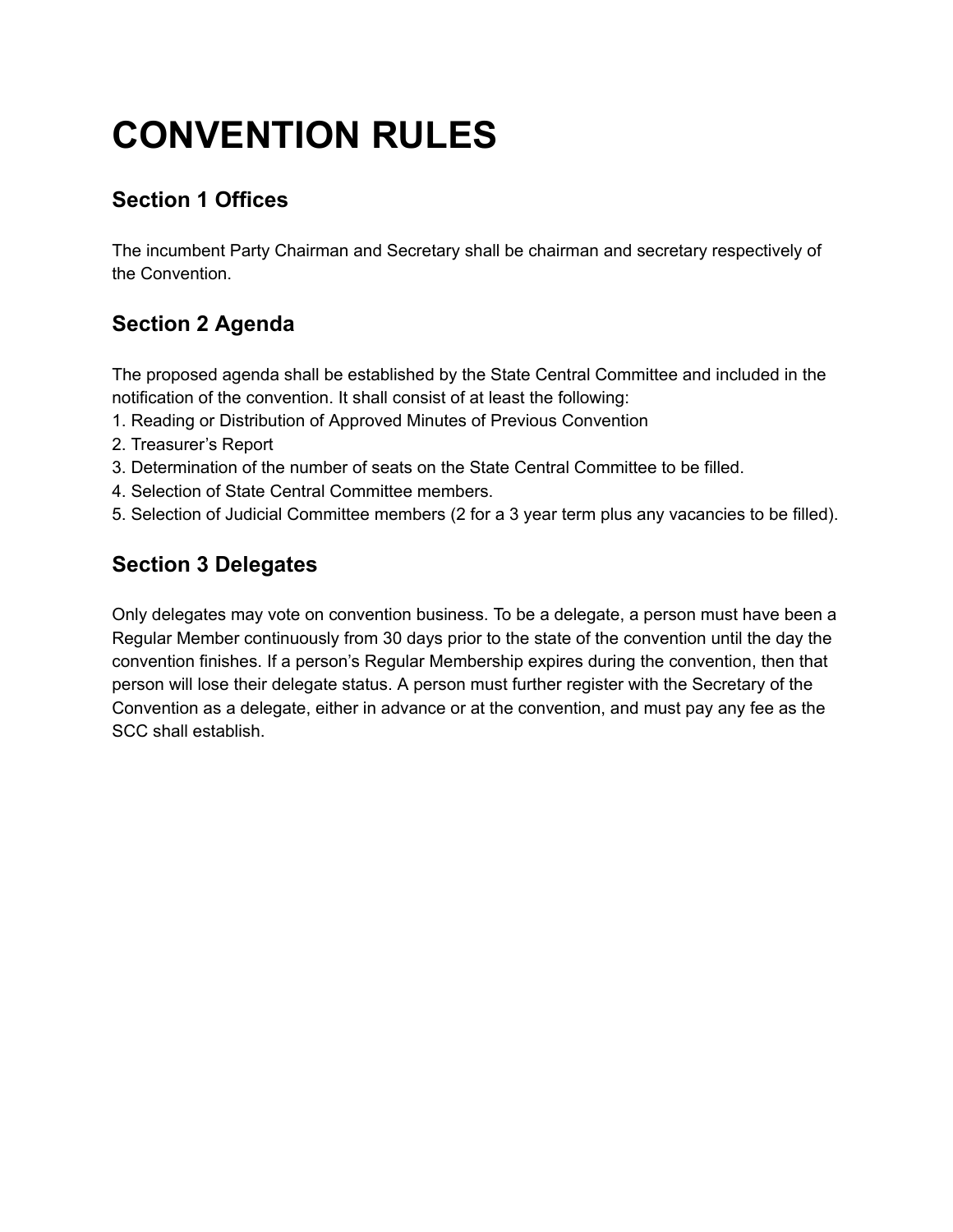# CONVENTION RULES

## Section 1 Offices

The incumbent Party Chairman and Secretary shall be chairman and secretary respectively of the Convention.

## Section 2 Agenda

The proposed agenda shall be established by the State Central Committee and included in the notification of the convention. It shall consist of at least the following:

1. Reading or Distribution of Approved Minutes of Previous Convention
2. Treasurer's Report
3. Determination of the number of seats on the State Central Committee to be filled.
4. Selection of State Central Committee members.
5. Selection of Judicial Committee members (2 for a 3 year term plus any vacancies to be filled).

## Section 3 Delegates

Only delegates may vote on convention business. To be a delegate, a person must have been a Regular Member continuously from 30 days prior to the state of the convention until the day the convention finishes. If a person's Regular Membership expires during the convention, then that person will lose their delegate status. A person must further register with the Secretary of the Convention as a delegate, either in advance or at the convention, and must pay any fee as the SCC shall establish.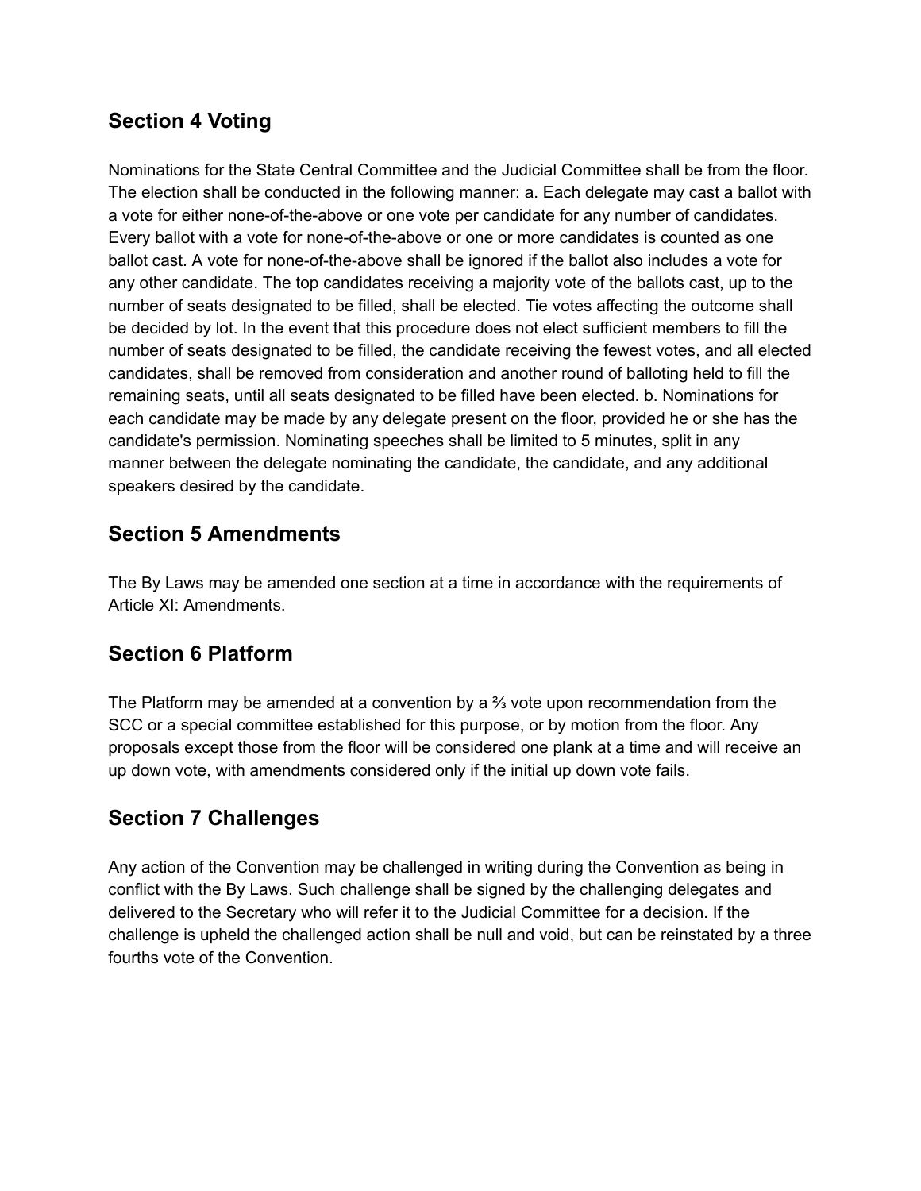## Section 4 Voting

Nominations for the State Central Committee and the Judicial Committee shall be from the floor. The election shall be conducted in the following manner: a. Each delegate may cast a ballot with a vote for either none-of-the-above or one vote per candidate for any number of candidates. Every ballot with a vote for none-of-the-above or one or more candidates is counted as one ballot cast. A vote for none-of-the-above shall be ignored if the ballot also includes a vote for any other candidate. The top candidates receiving a majority vote of the ballots cast, up to the number of seats designated to be filled, shall be elected. Tie votes affecting the outcome shall be decided by lot. In the event that this procedure does not elect sufficient members to fill the number of seats designated to be filled, the candidate receiving the fewest votes, and all elected candidates, shall be removed from consideration and another round of balloting held to fill the remaining seats, until all seats designated to be filled have been elected. b. Nominations for each candidate may be made by any delegate present on the floor, provided he or she has the candidate's permission. Nominating speeches shall be limited to 5 minutes, split in any manner between the delegate nominating the candidate, the candidate, and any additional speakers desired by the candidate.

## Section 5 Amendments

The By Laws may be amended one section at a time in accordance with the requirements of Article XI: Amendments.

## Section 6 Platform

The Platform may be amended at a convention by a ⅔ vote upon recommendation from the SCC or a special committee established for this purpose, or by motion from the floor. Any proposals except those from the floor will be considered one plank at a time and will receive an up down vote, with amendments considered only if the initial up down vote fails.

## Section 7 Challenges

Any action of the Convention may be challenged in writing during the Convention as being in conflict with the By Laws. Such challenge shall be signed by the challenging delegates and delivered to the Secretary who will refer it to the Judicial Committee for a decision. If the challenge is upheld the challenged action shall be null and void, but can be reinstated by a three fourths vote of the Convention.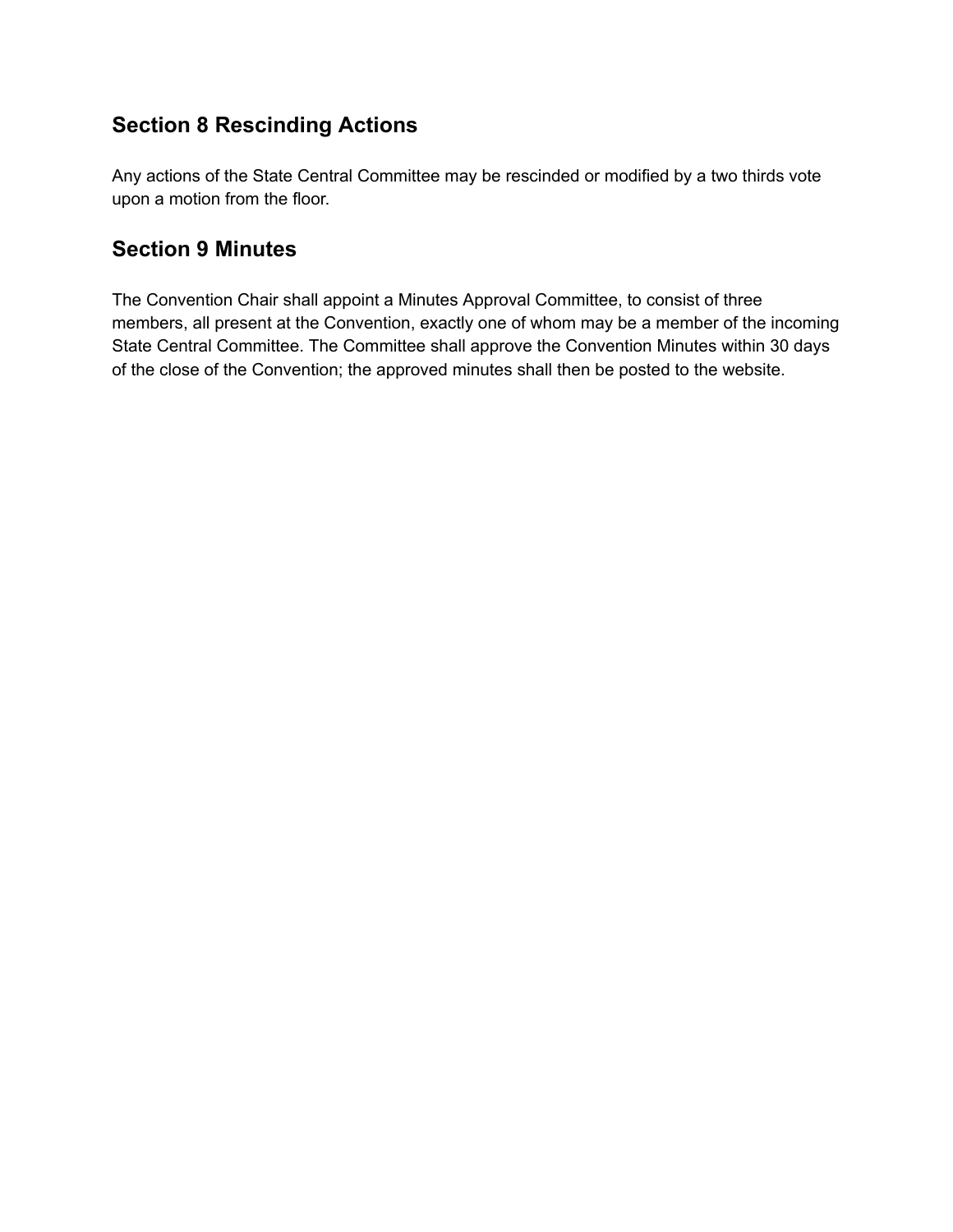## Section 8 Rescinding Actions

Any actions of the State Central Committee may be rescinded or modified by a two thirds vote upon a motion from the floor.

## Section 9 Minutes

The Convention Chair shall appoint a Minutes Approval Committee, to consist of three members, all present at the Convention, exactly one of whom may be a member of the incoming State Central Committee. The Committee shall approve the Convention Minutes within 30 days of the close of the Convention; the approved minutes shall then be posted to the website.